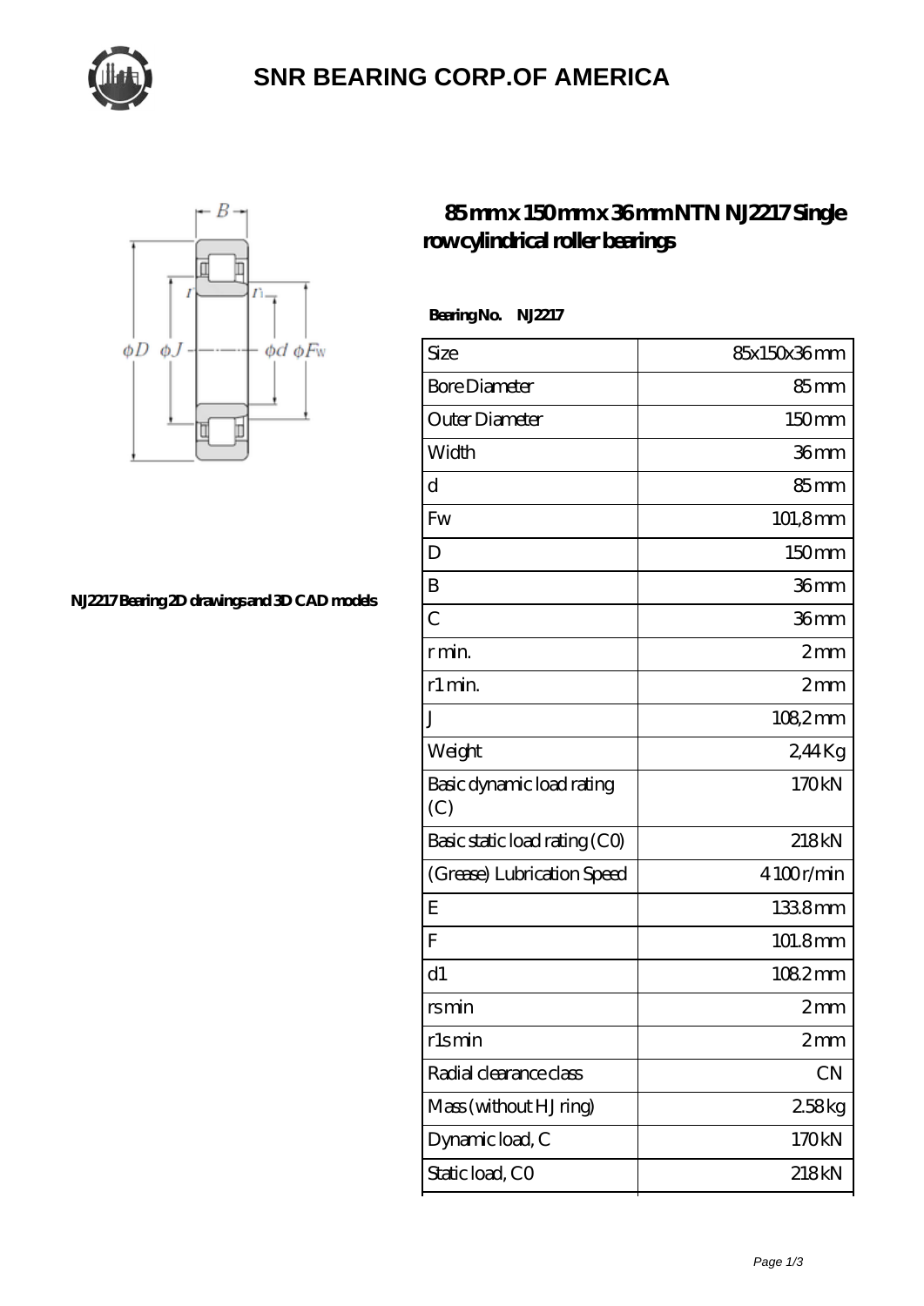# SNR BEARING CORP.OF AMERICA

## 85 mm x 150 mm x 36 mm NTN NJ2217 Single row cylindrical roller bearings

NJ2217 Bearing 2D drawings and 3D CAD models

**Bearing No. NJ2217**

| | |
|---|---|
| Size | 85x150x36 mm |
| Bore Diameter | 85 mm |
| Outer Diameter | 150 mm |
| Width | 36 mm |
| d | 85 mm |
| Fw | 101,8 mm |
| D | 150 mm |
| B | 36 mm |
| C | 36 mm |
| r min. | 2 mm |
| r1 min. | 2 mm |
| J | 108,2 mm |
| Weight | 2,44 Kg |
| Basic dynamic load rating (C) | 170 kN |
| Basic static load rating (C0) | 218 kN |
| (Grease) Lubrication Speed | 4 100 r/min |
| E | 133.8 mm |
| F | 101.8 mm |
| d1 | 108.2 mm |
| rs min | 2 mm |
| r1s min | 2 mm |
| Radial clearance class | CN |
| Mass (without HJ ring) | 2.58 kg |
| Dynamic load, C | 170 kN |
| Static load, C0 | 218 kN |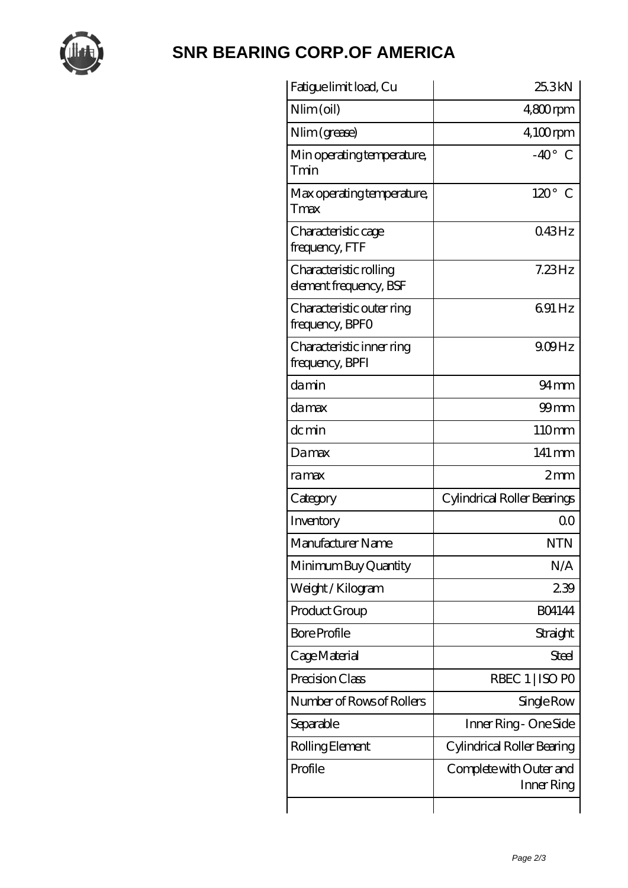# SNR BEARING CORP.OF AMERICA

| | |
|---|---|
| Fatigue limit load, Cu | 25.3 kN |
| Nlim (oil) | 4,800 rpm |
| Nlim (grease) | 4,100 rpm |
| Min operating temperature, Tmin | -40 ° C |
| Max operating temperature, Tmax | 120 ° C |
| Characteristic cage frequency, FTF | 0.43 Hz |
| Characteristic rolling element frequency, BSF | 7.23 Hz |
| Characteristic outer ring frequency, BPF0 | 6.91 Hz |
| Characteristic inner ring frequency, BPFI | 9.09 Hz |
| da min | 94 mm |
| da max | 99 mm |
| dc min | 110 mm |
| Da max | 141 mm |
| ra max | 2 mm |
| Category | Cylindrical Roller Bearings |
| Inventory | 0.0 |
| Manufacturer Name | NTN |
| Minimum Buy Quantity | N/A |
| Weight / Kilogram | 2.39 |
| Product Group | B04144 |
| Bore Profile | Straight |
| Cage Material | Steel |
| Precision Class | RBEC 1 \| ISO P0 |
| Number of Rows of Rollers | Single Row |
| Separable | Inner Ring - One Side |
| Rolling Element | Cylindrical Roller Bearing |
| Profile | Complete with Outer and Inner Ring |
| | |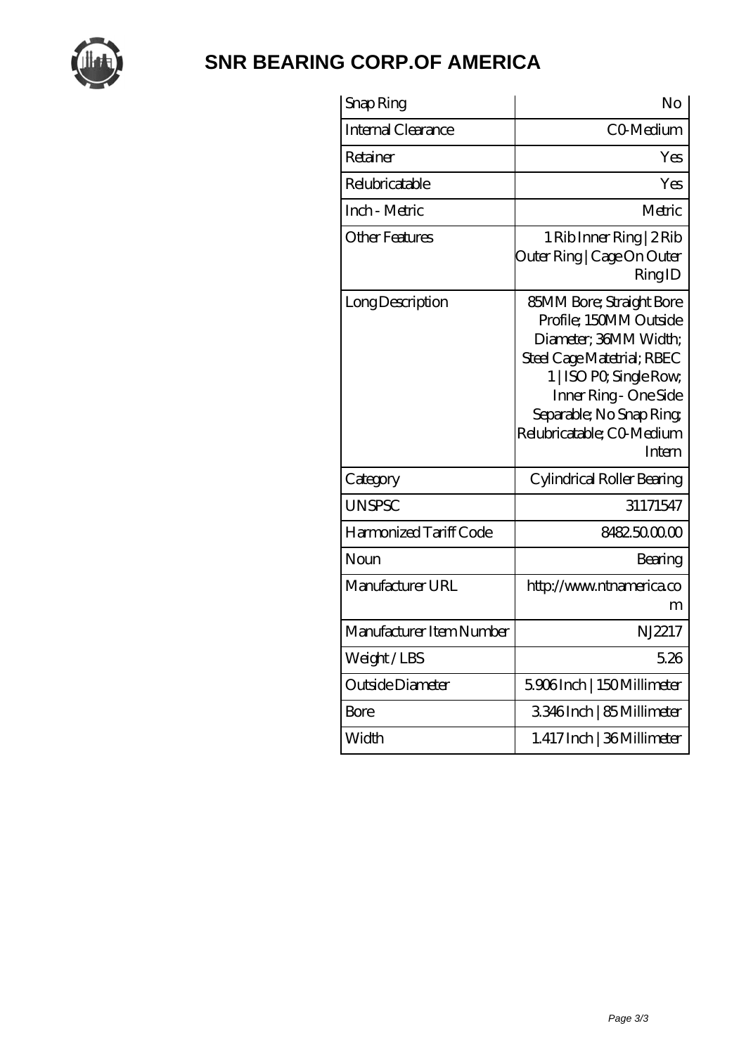# SNR BEARING CORP.OF AMERICA

| | |
|---|---|
| Snap Ring | No |
| Internal Clearance | C0-Medium |
| Retainer | Yes |
| Relubricatable | Yes |
| Inch - Metric | Metric |
| Other Features | 1 Rib Inner Ring \| 2 Rib Outer Ring \| Cage On Outer Ring ID |
| Long Description | 85MM Bore; Straight Bore Profile; 150MM Outside Diameter; 36MM Width; Steel Cage Matetrial; RBEC 1 \| ISO P0; Single Row; Inner Ring - One Side Separable; No Snap Ring; Relubricatable; C0-Medium Intern |
| Category | Cylindrical Roller Bearing |
| UNSPSC | 31171547 |
| Harmonized Tariff Code | 8482.50.00.00 |
| Noun | Bearing |
| Manufacturer URL | http://www.ntnamerica.com |
| Manufacturer Item Number | NJ2217 |
| Weight / LBS | 5.26 |
| Outside Diameter | 5.906 Inch \| 150 Millimeter |
| Bore | 3.346 Inch \| 85 Millimeter |
| Width | 1.417 Inch \| 36 Millimeter |